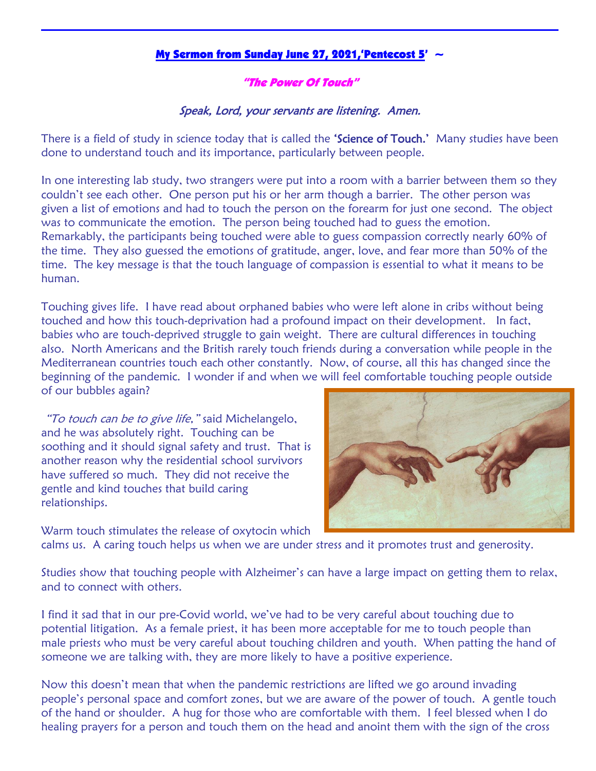## **My Sermon from Sunday June 27, 2021,'Pentecost 5'** ~

### ***"The Power Of Touch"***

*Speak, Lord, your servants are listening. Amen.*

There is a field of study in science today that is called the **'Science of Touch.'** Many studies have been done to understand touch and its importance, particularly between people.

In one interesting lab study, two strangers were put into a room with a barrier between them so they couldn't see each other. One person put his or her arm though a barrier. The other person was given a list of emotions and had to touch the person on the forearm for just one second. The object was to communicate the emotion. The person being touched had to guess the emotion. Remarkably, the participants being touched were able to guess compassion correctly nearly 60% of the time. They also guessed the emotions of gratitude, anger, love, and fear more than 50% of the time. The key message is that the touch language of compassion is essential to what it means to be human.

Touching gives life. I have read about orphaned babies who were left alone in cribs without being touched and how this touch-deprivation had a profound impact on their development. In fact, babies who are touch-deprived struggle to gain weight. There are cultural differences in touching also. North Americans and the British rarely touch friends during a conversation while people in the Mediterranean countries touch each other constantly. Now, of course, all this has changed since the beginning of the pandemic. I wonder if and when we will feel comfortable touching people outside of our bubbles again?

*"To touch can be to give life,"* said Michelangelo, and he was absolutely right. Touching can be soothing and it should signal safety and trust. That is another reason why the residential school survivors have suffered so much. They did not receive the gentle and kind touches that build caring relationships.

Warm touch stimulates the release of oxytocin which calms us. A caring touch helps us when we are under stress and it promotes trust and generosity.

Studies show that touching people with Alzheimer's can have a large impact on getting them to relax, and to connect with others.

I find it sad that in our pre-Covid world, we've had to be very careful about touching due to potential litigation. As a female priest, it has been more acceptable for me to touch people than male priests who must be very careful about touching children and youth. When patting the hand of someone we are talking with, they are more likely to have a positive experience.

Now this doesn't mean that when the pandemic restrictions are lifted we go around invading people's personal space and comfort zones, but we are aware of the power of touch. A gentle touch of the hand or shoulder. A hug for those who are comfortable with them. I feel blessed when I do healing prayers for a person and touch them on the head and anoint them with the sign of the cross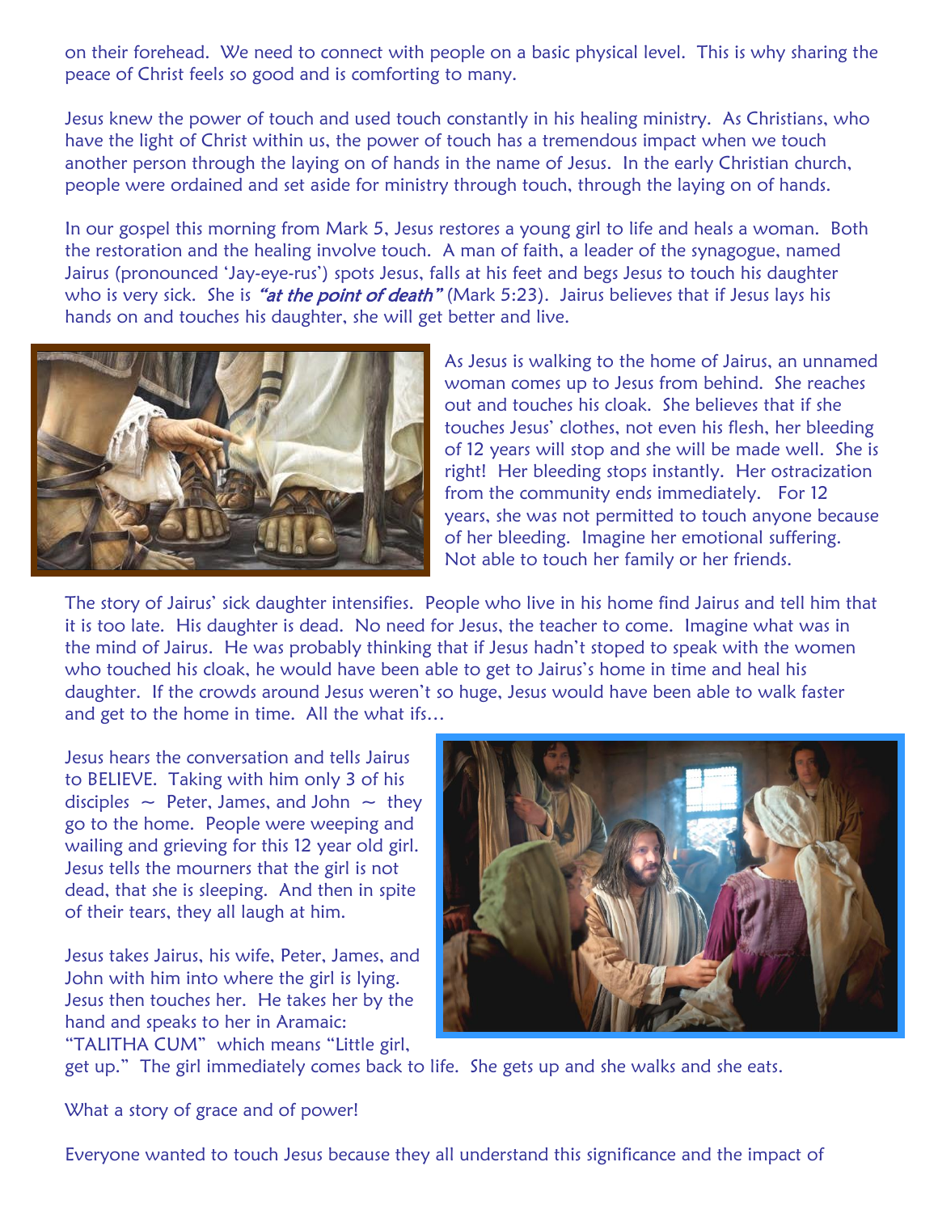on their forehead. We need to connect with people on a basic physical level. This is why sharing the peace of Christ feels so good and is comforting to many.

Jesus knew the power of touch and used touch constantly in his healing ministry. As Christians, who have the light of Christ within us, the power of touch has a tremendous impact when we touch another person through the laying on of hands in the name of Jesus. In the early Christian church, people were ordained and set aside for ministry through touch, through the laying on of hands.

In our gospel this morning from Mark 5, Jesus restores a young girl to life and heals a woman. Both the restoration and the healing involve touch. A man of faith, a leader of the synagogue, named Jairus (pronounced 'Jay-eye-rus') spots Jesus, falls at his feet and begs Jesus to touch his daughter who is very sick. She is *"at the point of death"* (Mark 5:23). Jairus believes that if Jesus lays his hands on and touches his daughter, she will get better and live.

As Jesus is walking to the home of Jairus, an unnamed woman comes up to Jesus from behind. She reaches out and touches his cloak. She believes that if she touches Jesus' clothes, not even his flesh, her bleeding of 12 years will stop and she will be made well. She is right! Her bleeding stops instantly. Her ostracization from the community ends immediately. For 12 years, she was not permitted to touch anyone because of her bleeding. Imagine her emotional suffering. Not able to touch her family or her friends.

The story of Jairus' sick daughter intensifies. People who live in his home find Jairus and tell him that it is too late. His daughter is dead. No need for Jesus, the teacher to come. Imagine what was in the mind of Jairus. He was probably thinking that if Jesus hadn't stoped to speak with the women who touched his cloak, he would have been able to get to Jairus's home in time and heal his daughter. If the crowds around Jesus weren't so huge, Jesus would have been able to walk faster and get to the home in time. All the what ifs…

Jesus hears the conversation and tells Jairus to BELIEVE. Taking with him only 3 of his disciples ~ Peter, James, and John ~ they go to the home. People were weeping and wailing and grieving for this 12 year old girl. Jesus tells the mourners that the girl is not dead, that she is sleeping. And then in spite of their tears, they all laugh at him.

Jesus takes Jairus, his wife, Peter, James, and John with him into where the girl is lying. Jesus then touches her. He takes her by the hand and speaks to her in Aramaic: "TALITHA CUM" which means "Little girl, get up." The girl immediately comes back to life. She gets up and she walks and she eats.

What a story of grace and of power!

Everyone wanted to touch Jesus because they all understand this significance and the impact of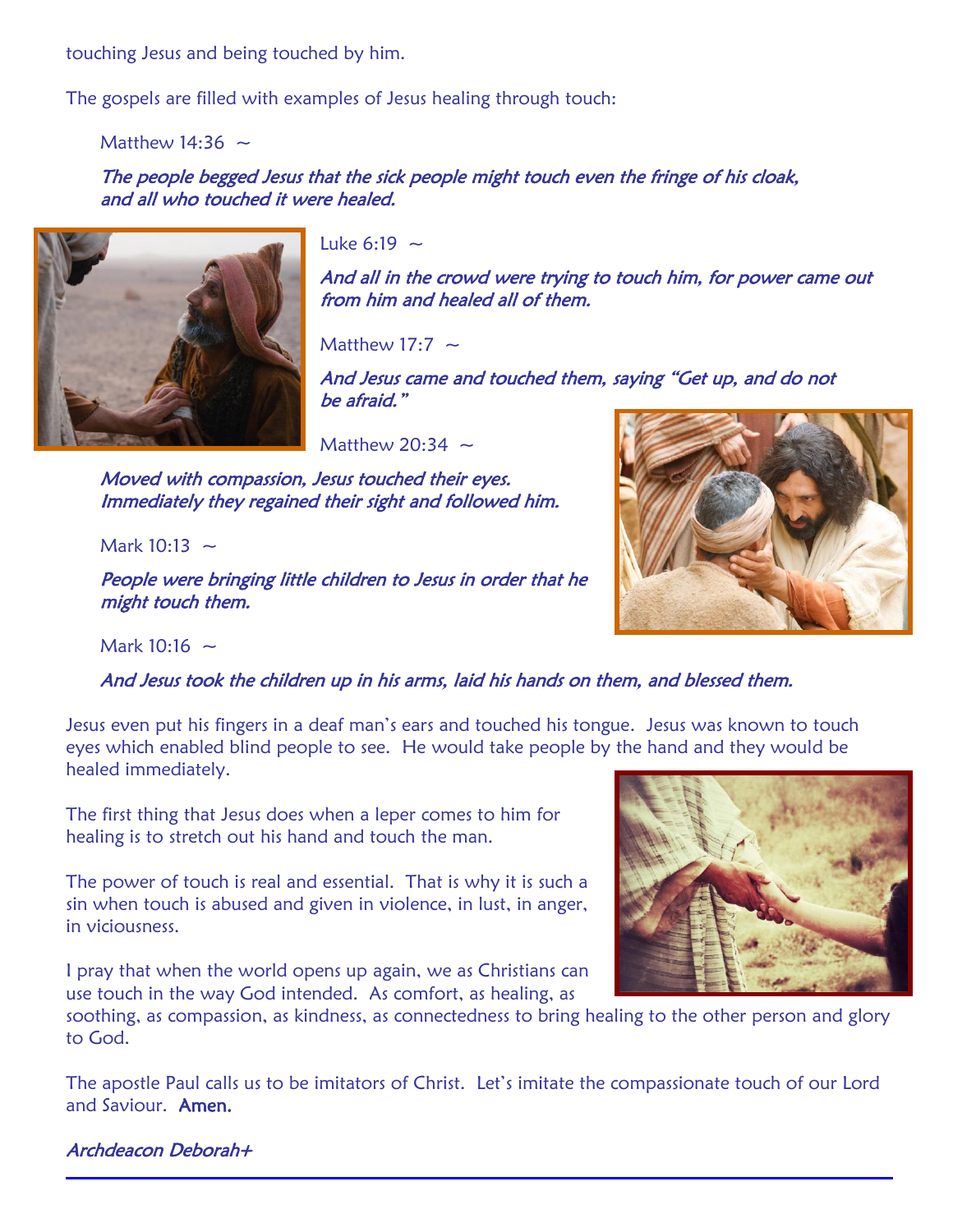touching Jesus and being touched by him.

The gospels are filled with examples of Jesus healing through touch:

Matthew 14:36 ~

*The people begged Jesus that the sick people might touch even the fringe of his cloak, and all who touched it were healed.*

Luke 6:19 ~

*And all in the crowd were trying to touch him, for power came out from him and healed all of them.*

Matthew 17:7 ~

*And Jesus came and touched them, saying "Get up, and do not be afraid."*

Matthew 20:34 ~

*Moved with compassion, Jesus touched their eyes. Immediately they regained their sight and followed him.*

Mark 10:13 ~

*People were bringing little children to Jesus in order that he might touch them.*

Mark 10:16 ~

*And Jesus took the children up in his arms, laid his hands on them, and blessed them.*

Jesus even put his fingers in a deaf man's ears and touched his tongue. Jesus was known to touch eyes which enabled blind people to see. He would take people by the hand and they would be healed immediately.

The first thing that Jesus does when a leper comes to him for healing is to stretch out his hand and touch the man.

The power of touch is real and essential. That is why it is such a sin when touch is abused and given in violence, in lust, in anger, in viciousness.

I pray that when the world opens up again, we as Christians can use touch in the way God intended. As comfort, as healing, as soothing, as compassion, as kindness, as connectedness to bring healing to the other person and glory to God.

The apostle Paul calls us to be imitators of Christ. Let's imitate the compassionate touch of our Lord and Saviour. **Amen.**

*Archdeacon Deborah+*